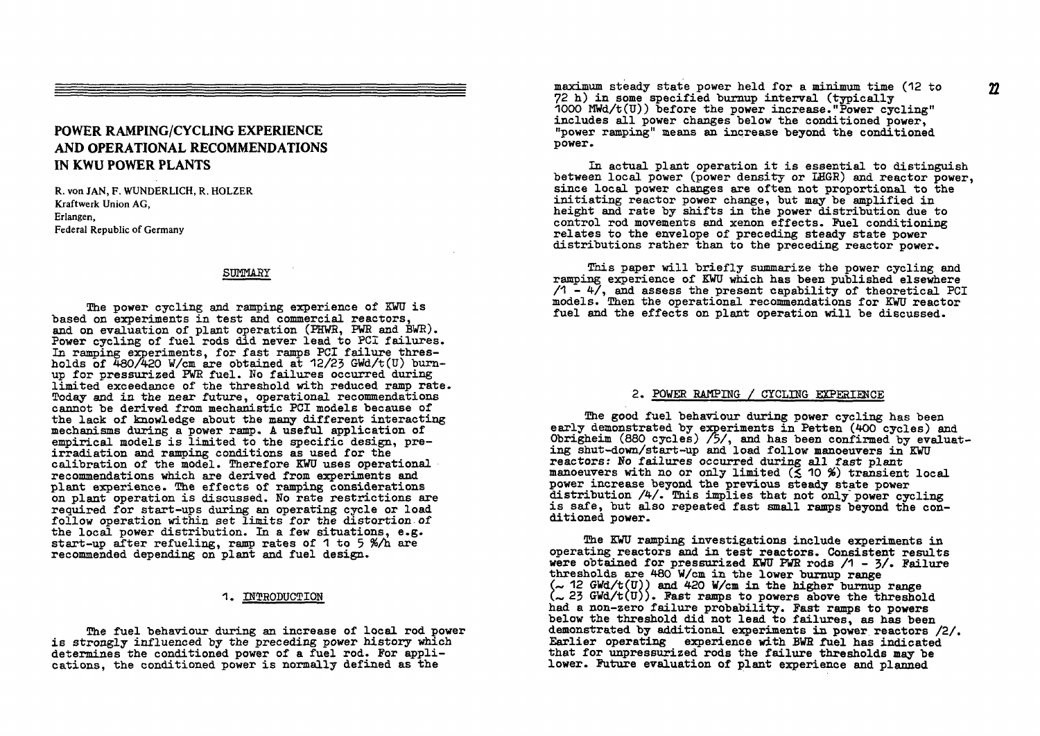# POWER RAMPING/CYCLING EXPERIENCE AND OPERATIONAL RECOMMENDATIONS IN KWU POWER PLANTS

R. von JAN, F. WUNDERLICH, R. HOLZER
Kraftwerk Union AG,
Erlangen,
Federal Republic of Germany

## SUMMARY

The power cycling and ramping experience of KWU is based on experiments in test and commercial reactors, and on evaluation of plant operation (PHWR, PWR and BWR). Power cycling of fuel rods did never lead to PCI failures. In ramping experiments, for fast ramps PCI failure thresholds of 480/420 W/cm are obtained at 12/23 GWd/t(U) burnup for pressurized PWR fuel. No failures occurred during limited exceedance of the threshold with reduced ramp rate. Today and in the near future, operational recommendations cannot be derived from mechanistic PCI models because of the lack of knowledge about the many different interacting mechanisms during a power ramp. A useful application of empirical models is limited to the specific design, pre-irradiation and ramping conditions as used for the calibration of the model. Therefore KWU uses operational recommendations which are derived from experiments and plant experience. The effects of ramping considerations on plant operation is discussed. No rate restrictions are required for start-ups during an operating cycle or load follow operation within set limits for the distortion of the local power distribution. In a few situations, e.g. start-up after refueling, ramp rates of 1 to 5 %/h are recommended depending on plant and fuel design.

## 1. INTRODUCTION

The fuel behaviour during an increase of local rod power is strongly influenced by the preceding power history which determines the conditioned power of a fuel rod. For applications, the conditioned power is normally defined as the maximum steady state power held for a minimum time (12 to 72 h) in some specified burnup interval (typically 1000 MWd/t(U)) before the power increase. "Power cycling" includes all power changes below the conditioned power, "power ramping" means an increase beyond the conditioned power.

In actual plant operation it is essential to distinguish between local power (power density or LHGR) and reactor power, since local power changes are often not proportional to the initiating reactor power change, but may be amplified in height and rate by shifts in the power distribution due to control rod movements and xenon effects. Fuel conditioning relates to the envelope of preceding steady state power distributions rather than to the preceding reactor power.

This paper will briefly summarize the power cycling and ramping experience of KWU which has been published elsewhere /1 - 4/, and assess the present capability of theoretical PCI models. Then the operational recommendations for KWU reactor fuel and the effects on plant operation will be discussed.

## 2. POWER RAMPING / CYCLING EXPERIENCE

The good fuel behaviour during power cycling has been early demonstrated by experiments in Petten (400 cycles) and Obrigheim (880 cycles) /5/, and has been confirmed by evaluating shut-down/start-up and load follow manoeuvers in KWU reactors: No failures occurred during all fast plant manoeuvers with no or only limited ($\lesssim$ 10 %) transient local power increase beyond the previous steady state power distribution /4/. This implies that not only power cycling is safe, but also repeated fast small ramps beyond the conditioned power.

The KWU ramping investigations include experiments in operating reactors and in test reactors. Consistent results were obtained for pressurized KWU PWR rods /1 - 3/. Failure thresholds are 480 W/cm in the lower burnup range ($\sim$ 12 GWd/t(U)) and 420 W/cm in the higher burnup range ($\sim$ 23 GWd/t(U)). Fast ramps to powers above the threshold had a non-zero failure probability. Fast ramps to powers below the threshold did not lead to failures, as has been demonstrated by additional experiments in power reactors /2/. Earlier operating experience with BWR fuel has indicated that for unpressurized rods the failure thresholds may be lower. Future evaluation of plant experience and planned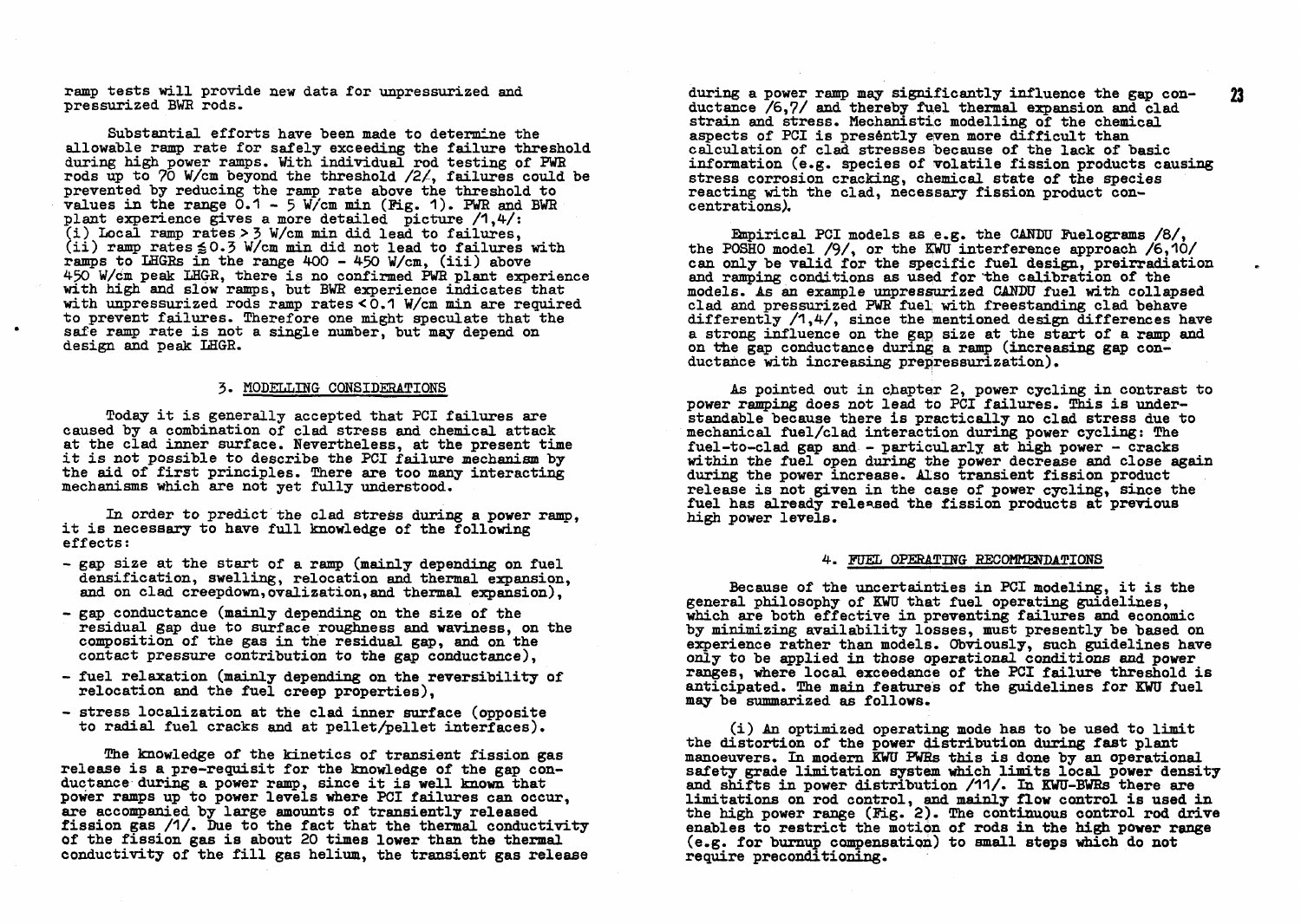ramp tests will provide new data for unpressurized and pressurized BWR rods.

Substantial efforts have been made to determine the allowable ramp rate for safely exceeding the failure threshold during high power ramps. With individual rod testing of PWR rods up to 70 W/cm beyond the threshold /2/, failures could be prevented by reducing the ramp rate above the threshold to values in the range 0.1 - 5 W/cm min (Fig. 1). PWR and BWR plant experience gives a more detailed picture /1,4/: (i) Local ramp rates > 3 W/cm min did lead to failures, (ii) ramp rates ≤ 0.3 W/cm min did not lead to failures with ramps to LHGRs in the range 400 - 450 W/cm, (iii) above 450 W/cm peak LHGR, there is no confirmed PWR plant experience with high and slow ramps, but BWR experience indicates that with unpressurized rods ramp rates < 0.1 W/cm min are required to prevent failures. Therefore one might speculate that the safe ramp rate is not a single number, but may depend on design and peak LHGR.

## 3. MODELLING CONSIDERATIONS

Today it is generally accepted that PCI failures are caused by a combination of clad stress and chemical attack at the clad inner surface. Nevertheless, at the present time it is not possible to describe the PCI failure mechanism by the aid of first principles. There are too many interacting mechanisms which are not yet fully understood.

In order to predict the clad stress during a power ramp, it is necessary to have full knowledge of the following effects:

- gap size at the start of a ramp (mainly depending on fuel densification, swelling, relocation and thermal expansion, and on clad creepdown, ovalization, and thermal expansion),
- gap conductance (mainly depending on the size of the residual gap due to surface roughness and waviness, on the composition of the gas in the residual gap, and on the contact pressure contribution to the gap conductance),
- fuel relaxation (mainly depending on the reversibility of relocation and the fuel creep properties),
- stress localization at the clad inner surface (opposite to radial fuel cracks and at pellet/pellet interfaces).

The knowledge of the kinetics of transient fission gas release is a pre-requisit for the knowledge of the gap conductance during a power ramp, since it is well known that power ramps up to power levels where PCI failures can occur, are accompanied by large amounts of transiently released fission gas /1/. Due to the fact that the thermal conductivity of the fission gas is about 20 times lower than the thermal conductivity of the fill gas helium, the transient gas release during a power ramp may significantly influence the gap conductance /6,7/ and thereby fuel thermal expansion and clad strain and stress. Mechanistic modelling of the chemical aspects of PCI is presently even more difficult than calculation of clad stresses because of the lack of basic information (e.g. species of volatile fission products causing stress corrosion cracking, chemical state of the species reacting with the clad, necessary fission product concentrations).

Empirical PCI models as e.g. the CANDU Fuelograms /8/, the POSHO model /9/, or the KWU interference approach /6,10/ can only be valid for the specific fuel design, preirradiation and ramping conditions as used for the calibration of the models. As an example unpressurized CANDU fuel with collapsed clad and pressurized PWR fuel with freestanding clad behave differently /1,4/, since the mentioned design differences have a strong influence on the gap size at the start of a ramp and on the gap conductance during a ramp (increasing gap conductance with increasing prepressurization).

As pointed out in chapter 2, power cycling in contrast to power ramping does not lead to PCI failures. This is understandable because there is practically no clad stress due to mechanical fuel/clad interaction during power cycling: The fuel-to-clad gap and - particularly at high power - cracks within the fuel open during the power decrease and close again during the power increase. Also transient fission product release is not given in the case of power cycling, since the fuel has already released the fission products at previous high power levels.

## 4. FUEL OPERATING RECOMMENDATIONS

Because of the uncertainties in PCI modeling, it is the general philosophy of KWU that fuel operating guidelines, which are both effective in preventing failures and economic by minimizing availability losses, must presently be based on experience rather than models. Obviously, such guidelines have only to be applied in those operational conditions and power ranges, where local exceedance of the PCI failure threshold is anticipated. The main features of the guidelines for KWU fuel may be summarized as follows.

(i) An optimized operating mode has to be used to limit the distortion of the power distribution during fast plant manoeuvers. In modern KWU PWRs this is done by an operational safety grade limitation system which limits local power density and shifts in power distribution /11/. In KWU-BWRs there are limitations on rod control, and mainly flow control is used in the high power range (Fig. 2). The continuous control rod drive enables to restrict the motion of rods in the high power range (e.g. for burnup compensation) to small steps which do not require preconditioning.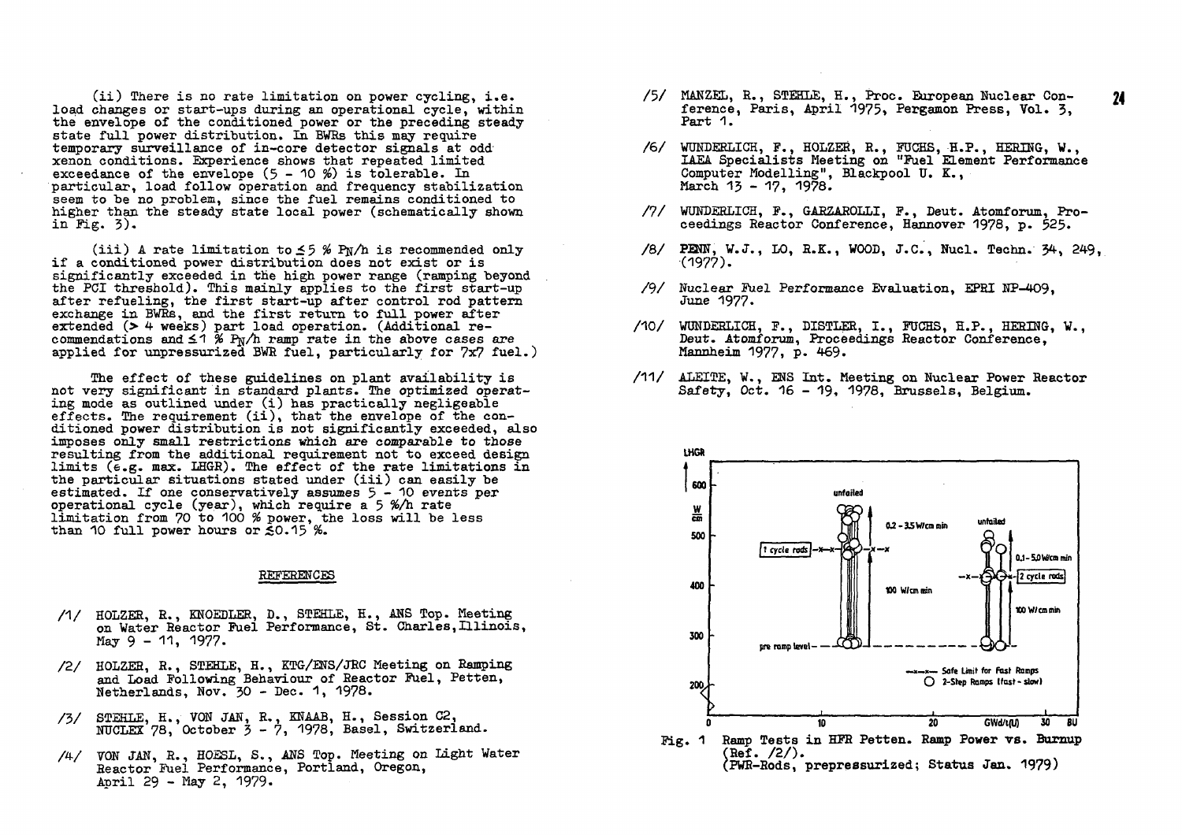(ii) There is no rate limitation on power cycling, i.e. load changes or start-ups during an operational cycle, within the envelope of the conditioned power or the preceding steady state full power distribution. In BWRs this may require temporary surveillance of in-core detector signals at odd xenon conditions. Experience shows that repeated limited exceedance of the envelope (5 - 10 %) is tolerable. In particular, load follow operation and frequency stabilization seem to be no problem, since the fuel remains conditioned to higher than the steady state local power (schematically shown in Fig. 3).

(iii) A rate limitation to $\leq 5$ % $P_N$/h is recommended only if a conditioned power distribution does not exist or is significantly exceeded in the high power range (ramping beyond the PCI threshold). This mainly applies to the first start-up after refueling, the first start-up after control rod pattern exchange in BWRs, and the first return to full power after extended (> 4 weeks) part load operation. (Additional recommendations and $\leq 1$ % $P_N$/h ramp rate in the above cases are applied for unpressurized BWR fuel, particularly for 7x7 fuel.)

The effect of these guidelines on plant availability is not very significant in standard plants. The optimized operating mode as outlined under (i) has practically negligeable effects. The requirement (ii), that the envelope of the conditioned power distribution is not significantly exceeded, also imposes only small restrictions which are comparable to those resulting from the additional requirement not to exceed design limits (e.g. max. LHGR). The effect of the rate limitations in the particular situations stated under (iii) can easily be estimated. If one conservatively assumes 5 - 10 events per operational cycle (year), which require a 5 %/h rate limitation from 70 to 100 % power, the loss will be less than 10 full power hours or $\lesssim$0.15 %.

## REFERENCES

/1/ HOLZER, R., KNOEDLER, D., STEHLE, H., ANS Top. Meeting on Water Reactor Fuel Performance, St. Charles, Illinois, May 9 - 11, 1977.

/2/ HOLZER, R., STEHLE, H., KTG/ENS/JRC Meeting on Ramping and Load Following Behaviour of Reactor Fuel, Petten, Netherlands, Nov. 30 - Dec. 1, 1978.

/3/ STEHLE, H., VON JAN, R., KNAAB, H., Session C2, NUCLEX 78, October 3 - 7, 1978, Basel, Switzerland.

/4/ VON JAN, R., HOESL, S., ANS Top. Meeting on Light Water Reactor Fuel Performance, Portland, Oregon, April 29 - May 2, 1979.

/5/ MANZEL, R., STEHLE, H., Proc. European Nuclear Conference, Paris, April 1975, Pergamon Press, Vol. 3, Part 1.

/6/ WUNDERLICH, F., HOLZER, R., FUCHS, H.P., HERING, W., IAEA Specialists Meeting on "Fuel Element Performance Computer Modelling", Blackpool U. K., March 13 - 17, 1978.

/7/ WUNDERLICH, F., GARZAROLLI, F., Deut. Atomforum, Proceedings Reactor Conference, Hannover 1978, p. 525.

/8/ PENN, W.J., LO, R.K., WOOD, J.C., Nucl. Techn. 34, 249, (1977).

/9/ Nuclear Fuel Performance Evaluation, EPRI NP-409, June 1977.

/10/ WUNDERLICH, F., DISTLER, I., FUCHS, H.P., HERING, W., Deut. Atomforum, Proceedings Reactor Conference, Mannheim 1977, p. 469.

/11/ ALEITE, W., ENS Int. Meeting on Nuclear Power Reactor Safety, Oct. 16 - 19, 1978, Brussels, Belgium.

Fig. 1 Ramp Tests in HFR Petten. Ramp Power vs. Burnup (Ref. /2/). (PWR-Rods, prepressurized; Status Jan. 1979)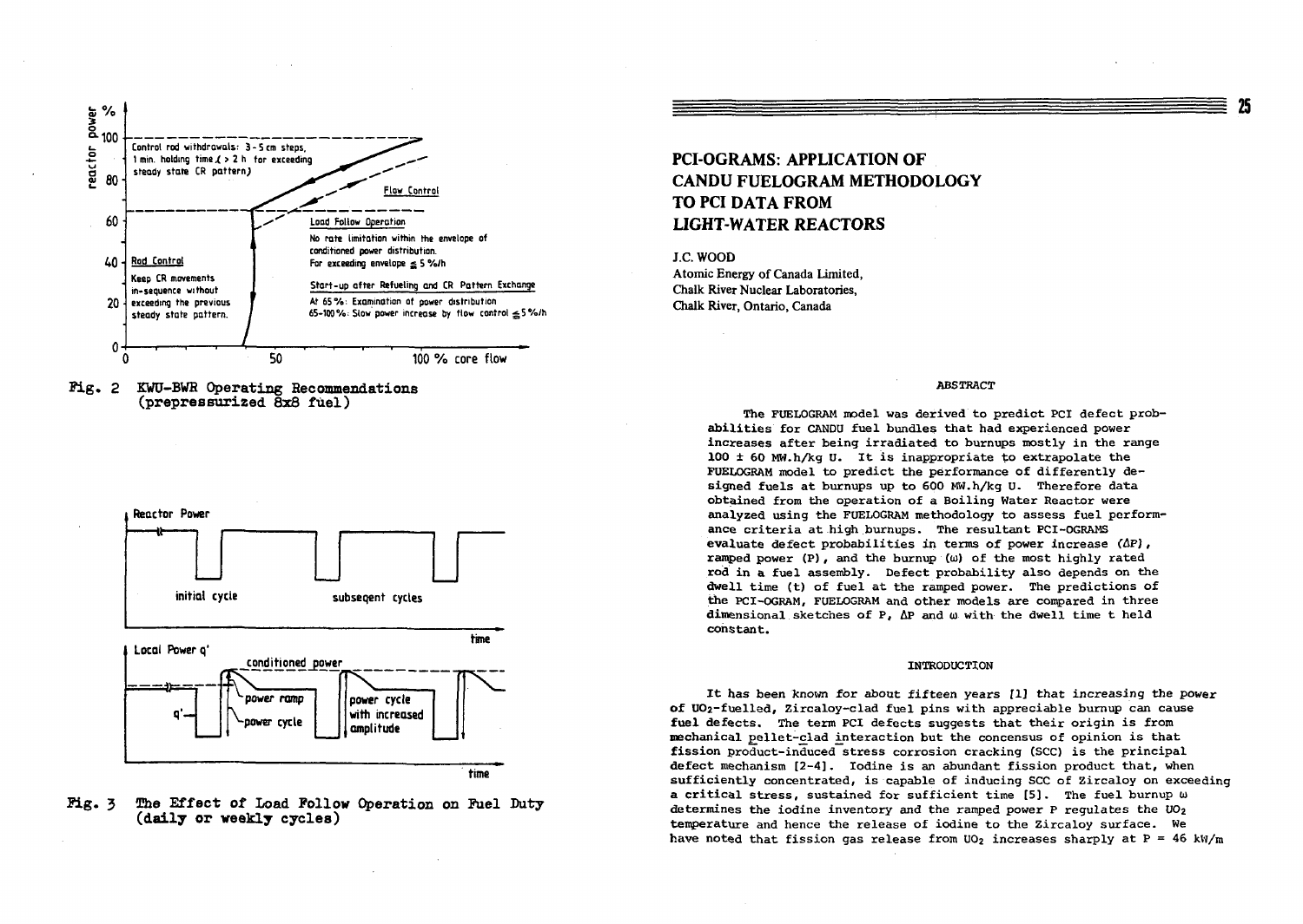reactor power %

100

80

60

40

20

0

Control rod withdrawals: 3-5 cm steps, 1 min. holding time (> 2 h for exceeding steady state CR pattern)

Flow Control

Load Follow Operation

No rate limitation within the envelope of conditioned power distribution.

For exceeding envelope ≤ 5 %/h

Rod Control

Keep CR movements in-sequence without exceeding the previous steady state pattern.

Start-up after Refueling and CR Pattern Exchange

At 65 %: Examination of power distribution

65-100 %: Slow power increase by flow control ≤ 5 %/h

0 50 100 % core flow

Fig. 2 KWU-BWR Operating Recommendations (prepressurized 8x8 fuel)

Reactor Power

initial cycle

subseqent cycles

time

Local Power q'

conditioned power

q'

power ramp

power cycle

power cycle with increased amplitude

time

Fig. 3 The Effect of Load Follow Operation on Fuel Duty (daily or weekly cycles)

# PCI-OGRAMS: APPLICATION OF CANDU FUELOGRAM METHODOLOGY TO PCI DATA FROM LIGHT-WATER REACTORS

J.C. WOOD
Atomic Energy of Canada Limited,
Chalk River Nuclear Laboratories,
Chalk River, Ontario, Canada

## ABSTRACT

The FUELOGRAM model was derived to predict PCI defect probabilities for CANDU fuel bundles that had experienced power increases after being irradiated to burnups mostly in the range 100 ± 60 MW.h/kg U. It is inappropriate to extrapolate the FUELOGRAM model to predict the performance of differently designed fuels at burnups up to 600 MW.h/kg U. Therefore data obtained from the operation of a Boiling Water Reactor were analyzed using the FUELOGRAM methodology to assess fuel performance criteria at high burnups. The resultant PCI-OGRAMS evaluate defect probabilities in terms of power increase ($\Delta P$), ramped power (P), and the burnup ($\omega$) of the most highly rated rod in a fuel assembly. Defect probability also depends on the dwell time (t) of fuel at the ramped power. The predictions of the PCI-OGRAM, FUELOGRAM and other models are compared in three dimensional sketches of P, $\Delta P$ and $\omega$ with the dwell time t held constant.

## INTRODUCTION

It has been known for about fifteen years [1] that increasing the power of $UO_2$-fuelled, Zircaloy-clad fuel pins with appreciable burnup can cause fuel defects. The term PCI defects suggests that their origin is from mechanical pellet-clad interaction but the concensus of opinion is that fission product-induced stress corrosion cracking (SCC) is the principal defect mechanism [2-4]. Iodine is an abundant fission product that, when sufficiently concentrated, is capable of inducing SCC of Zircaloy on exceeding a critical stress, sustained for sufficient time [5]. The fuel burnup $\omega$ determines the iodine inventory and the ramped power P regulates the $UO_2$ temperature and hence the release of iodine to the Zircaloy surface. We have noted that fission gas release from $UO_2$ increases sharply at P = 46 kW/m